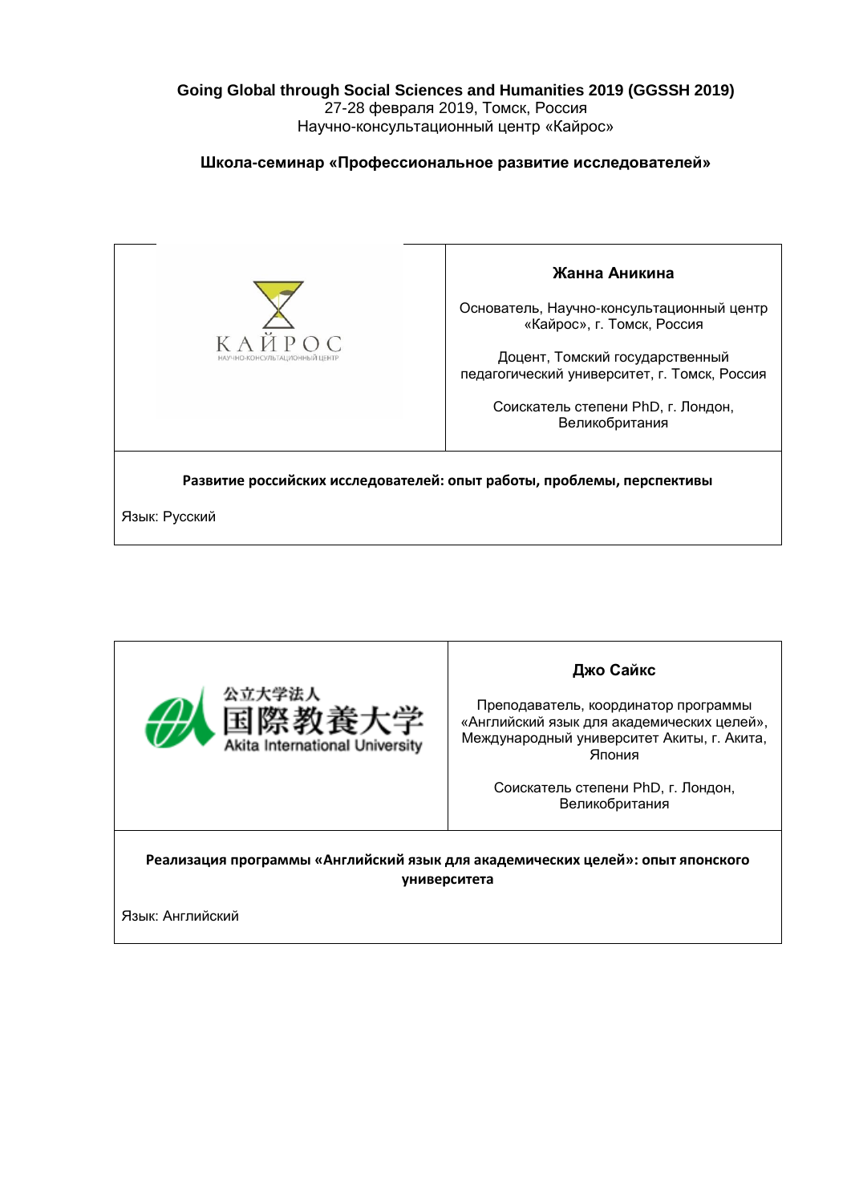**Going Global through Social Sciences and Humanities 2019 (GGSSH 2019)**

27-28 февраля 2019, Томск, Россия

Научно-консультационный центр «Кайрос»

**Школа-семинар «Профессиональное развитие исследователей»**

КАЙРОС
НАУЧНО-КОНСУЛЬТАЦИОННЫЙ ЦЕНТР

**Жанна Аникина**

Основатель, Научно-консультационный центр «Кайрос», г. Томск, Россия

Доцент, Томский государственный педагогический университет, г. Томск, Россия

Соискатель степени PhD, г. Лондон, Великобритания

**Развитие российских исследователей: опыт работы, проблемы, перспективы**

Язык: Русский

公立大学法人
国際教養大学
Akita International University

**Джо Сайкс**

Преподаватель, координатор программы «Английский язык для академических целей», Международный университет Акиты, г. Акита, Япония

Соискатель степени PhD, г. Лондон, Великобритания

**Реализация программы «Английский язык для академических целей»: опыт японского университета**

Язык: Английский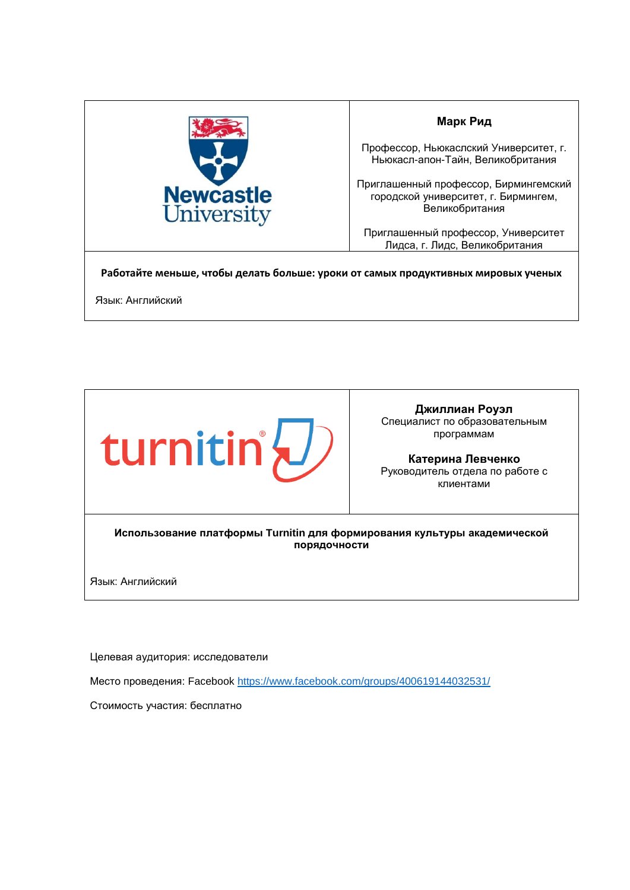| Newcastle University | **Марк Рид**<br><br>Профессор, Ньюкаслский Университет, г. Ньюкасл-апон-Тайн, Великобритания<br><br>Приглашенный профессор, Бирмингемский городской университет, г. Бирмингем, Великобритания<br><br>Приглашенный профессор, Университет Лидса, г. Лидс, Великобритания |
|---|---|
| **Работайте меньше, чтобы делать больше: уроки от самых продуктивных мировых ученых**<br><br>Язык: Английский | |

| turnitin | **Джиллиан Роуэл**<br>Специалист по образовательным программам<br><br>**Катерина Левченко**<br>Руководитель отдела по работе с клиентами |
|---|---|
| **Использование платформы Turnitin для формирования культуры академической порядочности**<br><br>Язык: Английский | |

Целевая аудитория: исследователи

Место проведения: Facebook https://www.facebook.com/groups/400619144032531/

Стоимость участия: бесплатно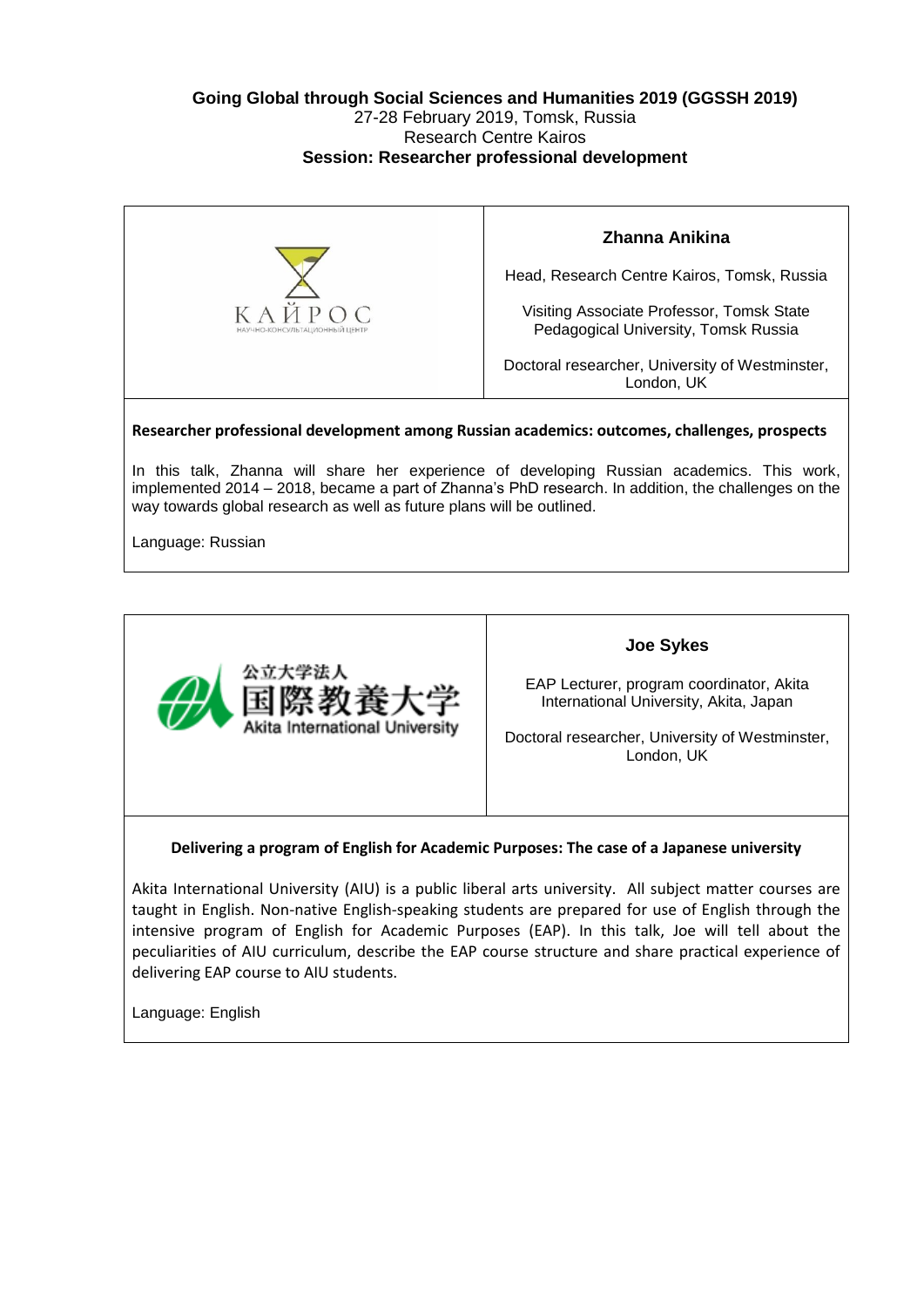**Going Global through Social Sciences and Humanities 2019 (GGSSH 2019)**
27-28 February 2019, Tomsk, Russia
Research Centre Kairos
**Session: Researcher professional development**

| КАЙРОС НАУЧНО-КОНСУЛЬТАЦИОННЫЙ ЦЕНТР | **Zhanna Anikina**<br><br>Head, Research Centre Kairos, Tomsk, Russia<br><br>Visiting Associate Professor, Tomsk State Pedagogical University, Tomsk Russia<br><br>Doctoral researcher, University of Westminster, London, UK |
|---|---|

**Researcher professional development among Russian academics: outcomes, challenges, prospects**

In this talk, Zhanna will share her experience of developing Russian academics. This work, implemented 2014 – 2018, became a part of Zhanna's PhD research. In addition, the challenges on the way towards global research as well as future plans will be outlined.

Language: Russian

| 公立大学法人 国際教養大学 Akita International University | **Joe Sykes**<br><br>EAP Lecturer, program coordinator, Akita International University, Akita, Japan<br><br>Doctoral researcher, University of Westminster, London, UK |
|---|---|

**Delivering a program of English for Academic Purposes: The case of a Japanese university**

Akita International University (AIU) is a public liberal arts university. All subject matter courses are taught in English. Non-native English-speaking students are prepared for use of English through the intensive program of English for Academic Purposes (EAP). In this talk, Joe will tell about the peculiarities of AIU curriculum, describe the EAP course structure and share practical experience of delivering EAP course to AIU students.

Language: English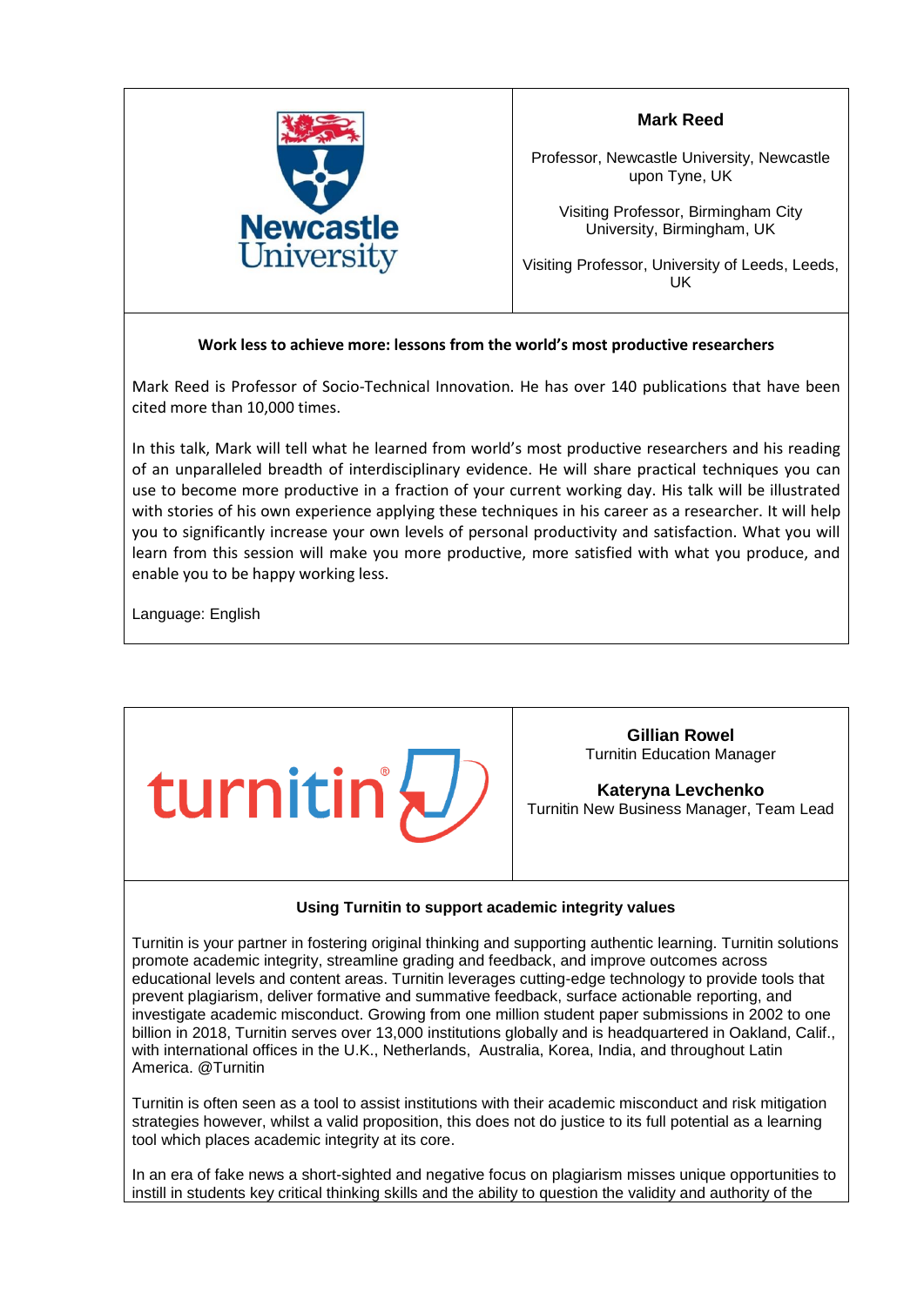Newcastle University

**Mark Reed**

Professor, Newcastle University, Newcastle upon Tyne, UK

Visiting Professor, Birmingham City University, Birmingham, UK

Visiting Professor, University of Leeds, Leeds, UK

### Work less to achieve more: lessons from the world's most productive researchers

Mark Reed is Professor of Socio-Technical Innovation. He has over 140 publications that have been cited more than 10,000 times.

In this talk, Mark will tell what he learned from world's most productive researchers and his reading of an unparalleled breadth of interdisciplinary evidence. He will share practical techniques you can use to become more productive in a fraction of your current working day. His talk will be illustrated with stories of his own experience applying these techniques in his career as a researcher. It will help you to significantly increase your own levels of personal productivity and satisfaction. What you will learn from this session will make you more productive, more satisfied with what you produce, and enable you to be happy working less.

Language: English

turnitin

**Gillian Rowel**
Turnitin Education Manager

**Kateryna Levchenko**
Turnitin New Business Manager, Team Lead

### Using Turnitin to support academic integrity values

Turnitin is your partner in fostering original thinking and supporting authentic learning. Turnitin solutions promote academic integrity, streamline grading and feedback, and improve outcomes across educational levels and content areas. Turnitin leverages cutting-edge technology to provide tools that prevent plagiarism, deliver formative and summative feedback, surface actionable reporting, and investigate academic misconduct. Growing from one million student paper submissions in 2002 to one billion in 2018, Turnitin serves over 13,000 institutions globally and is headquartered in Oakland, Calif., with international offices in the U.K., Netherlands, Australia, Korea, India, and throughout Latin America. @Turnitin

Turnitin is often seen as a tool to assist institutions with their academic misconduct and risk mitigation strategies however, whilst a valid proposition, this does not do justice to its full potential as a learning tool which places academic integrity at its core.

In an era of fake news a short-sighted and negative focus on plagiarism misses unique opportunities to instill in students key critical thinking skills and the ability to question the validity and authority of the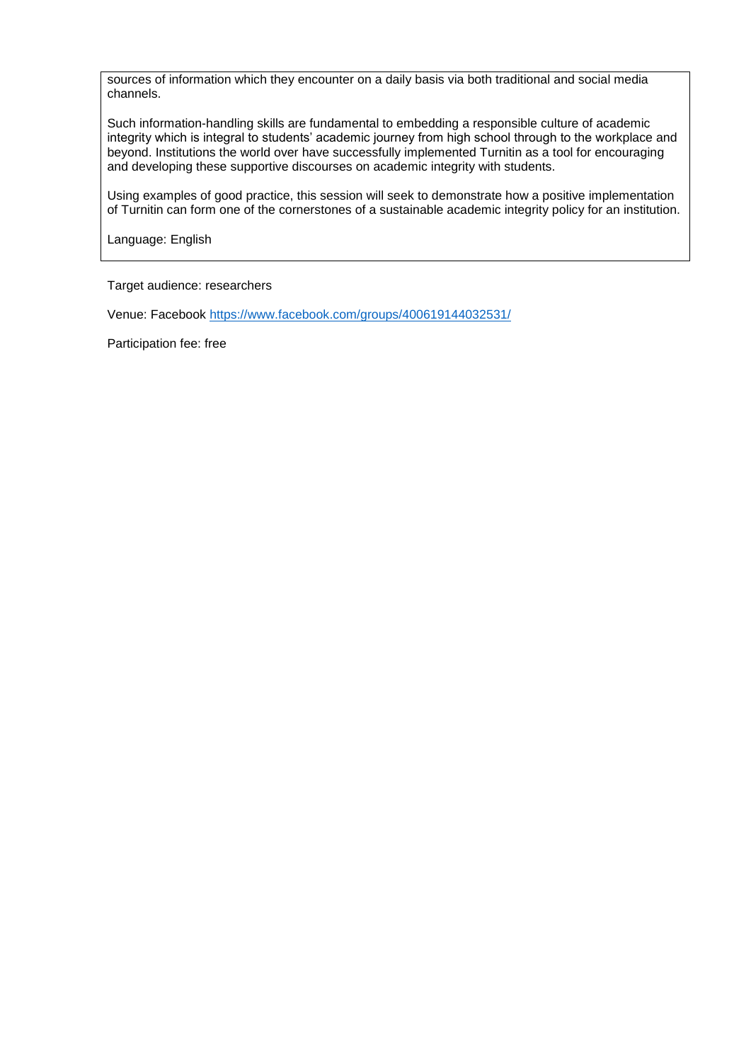sources of information which they encounter on a daily basis via both traditional and social media channels.

Such information-handling skills are fundamental to embedding a responsible culture of academic integrity which is integral to students' academic journey from high school through to the workplace and beyond. Institutions the world over have successfully implemented Turnitin as a tool for encouraging and developing these supportive discourses on academic integrity with students.

Using examples of good practice, this session will seek to demonstrate how a positive implementation of Turnitin can form one of the cornerstones of a sustainable academic integrity policy for an institution.

Language: English

Target audience: researchers

Venue: Facebook https://www.facebook.com/groups/400619144032531/

Participation fee: free